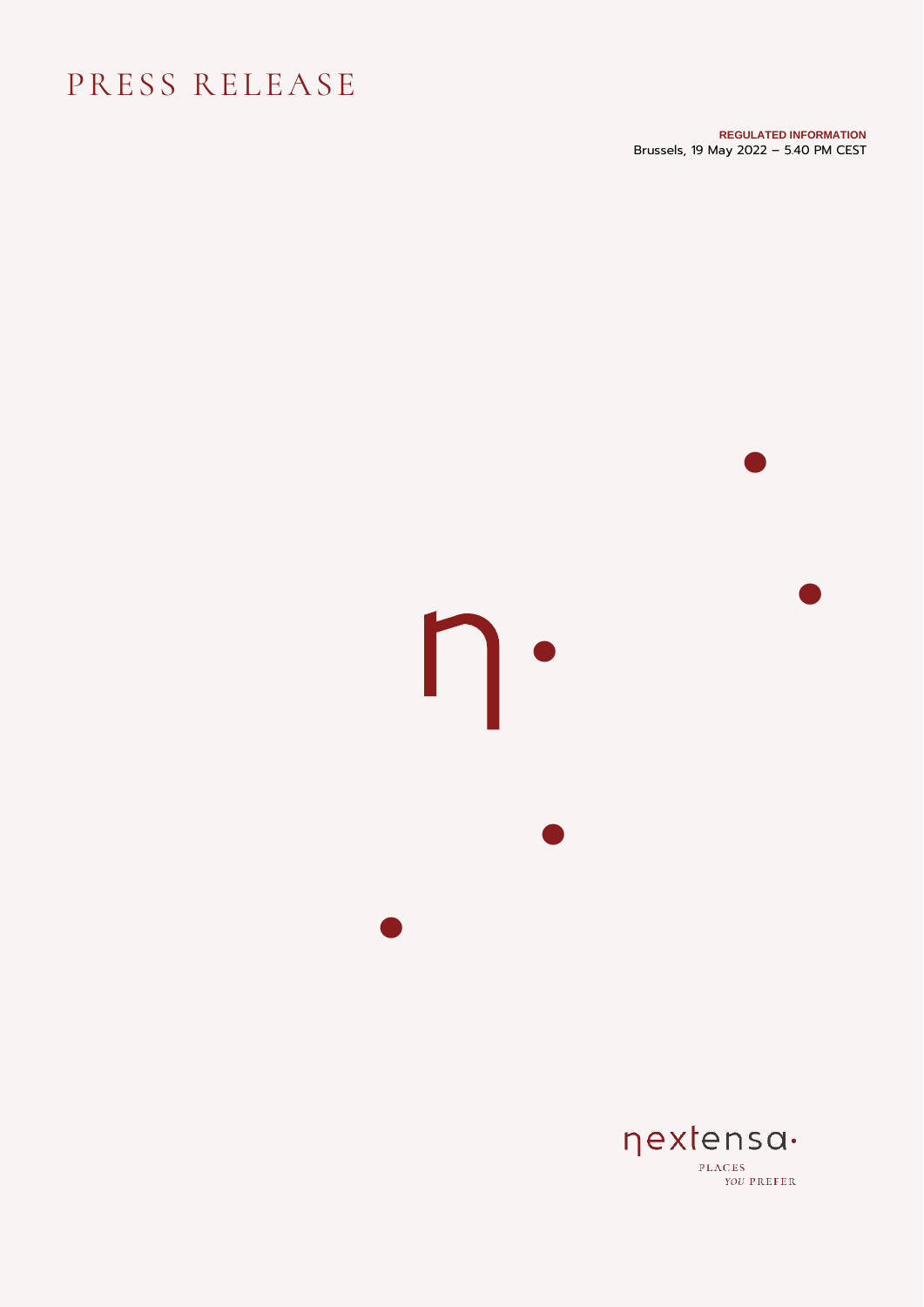# PRESS RELEASE

**REGULATED INFORMATION**
Brussels, 19 May 2022 – 5.40 PM CEST

nextensa·

PLACES
*YOU* PREFER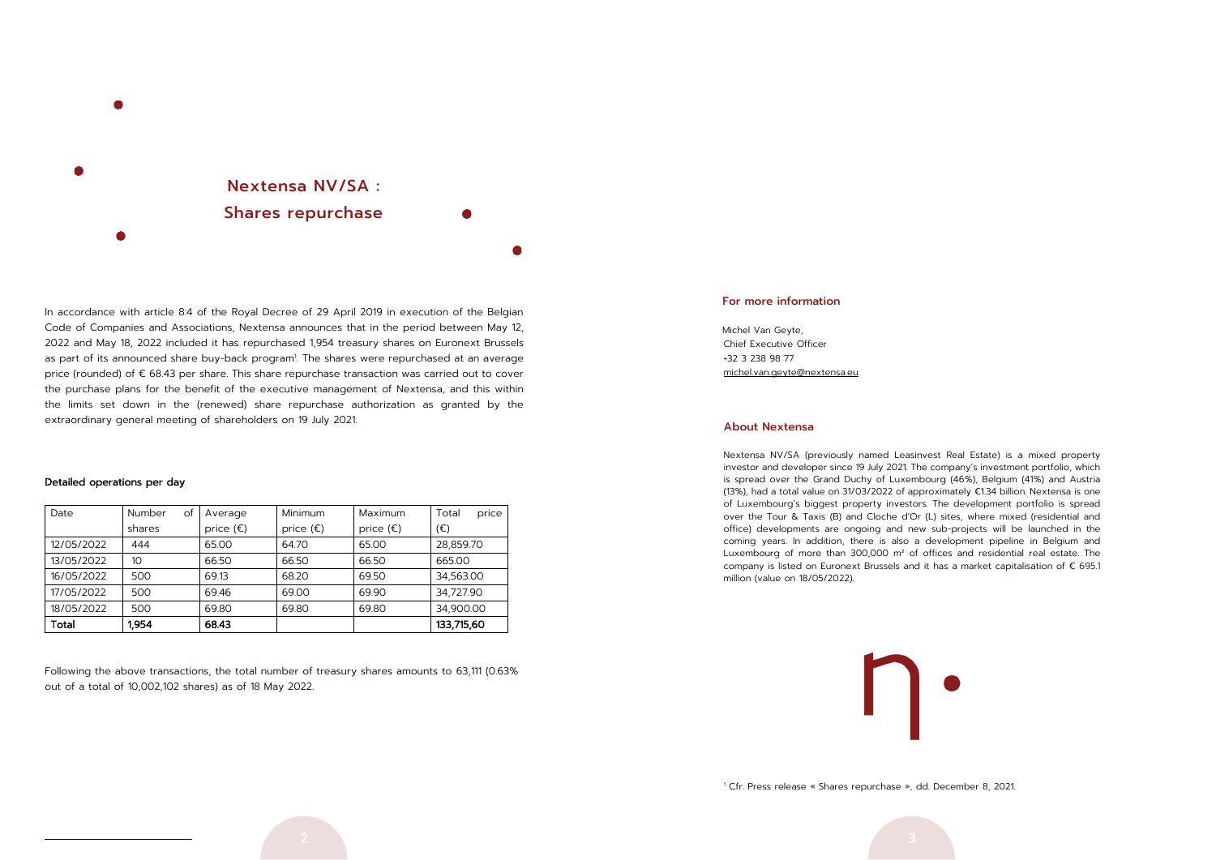# Nextensa NV/SA :
# Shares repurchase

In accordance with article 8:4 of the Royal Decree of 29 April 2019 in execution of the Belgian Code of Companies and Associations, Nextensa announces that in the period between May 12, 2022 and May 18, 2022 included it has repurchased 1,954 treasury shares on Euronext Brussels as part of its announced share buy-back program[1]. The shares were repurchased at an average price (rounded) of € 68.43 per share. This share repurchase transaction was carried out to cover the purchase plans for the benefit of the executive management of Nextensa, and this within the limits set down in the (renewed) share repurchase authorization as granted by the extraordinary general meeting of shareholders on 19 July 2021.

**Detailed operations per day**

| Date | Number of shares | Average price (€) | Minimum price (€) | Maximum price (€) | Total price (€) |
|---|---|---|---|---|---|
| 12/05/2022 | 444 | 65.00 | 64.70 | 65.00 | 28,859.70 |
| 13/05/2022 | 10 | 66.50 | 66.50 | 66.50 | 665.00 |
| 16/05/2022 | 500 | 69.13 | 68.20 | 69.50 | 34,563.00 |
| 17/05/2022 | 500 | 69.46 | 69.00 | 69.90 | 34,727.90 |
| 18/05/2022 | 500 | 69.80 | 69.80 | 69.80 | 34,900.00 |
| **Total** | **1,954** | **68.43** | | | **133,715,60** |

Following the above transactions, the total number of treasury shares amounts to 63,111 (0.63% out of a total of 10,002,102 shares) as of 18 May 2022.

## For more information

Michel Van Geyte,
Chief Executive Officer
+32 3 238 98 77
michel.van.geyte@nextensa.eu

## About Nextensa

Nextensa NV/SA (previously named Leasinvest Real Estate) is a mixed property investor and developer since 19 July 2021. The company's investment portfolio, which is spread over the Grand Duchy of Luxembourg (46%), Belgium (41%) and Austria (13%), had a total value on 31/03/2022 of approximately €1.34 billion. Nextensa is one of Luxembourg's biggest property investors. The development portfolio is spread over the Tour & Taxis (B) and Cloche d'Or (L) sites, where mixed (residential and office) developments are ongoing and new sub-projects will be launched in the coming years. In addition, there is also a development pipeline in Belgium and Luxembourg of more than 300,000 m² of offices and residential real estate. The company is listed on Euronext Brussels and it has a market capitalisation of € 695.1 million (value on 18/05/2022).

[1] Cfr. Press release « Shares repurchase », dd. December 8, 2021.